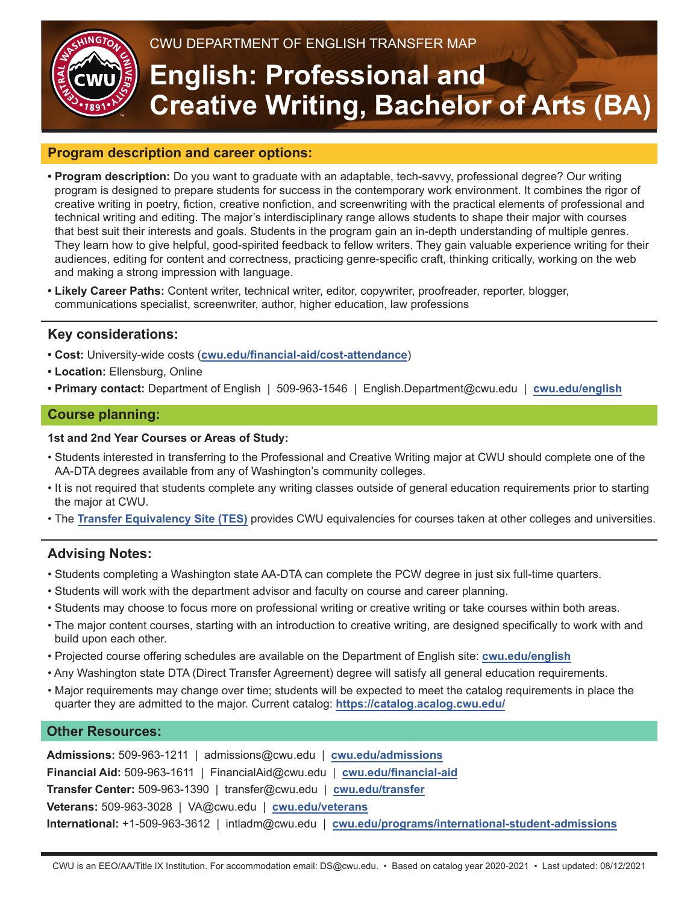CWU DEPARTMENT OF ENGLISH TRANSFER MAP

# English: Professional and Creative Writing, Bachelor of Arts (BA)

## Program description and career options:

- **Program description:** Do you want to graduate with an adaptable, tech-savvy, professional degree? Our writing program is designed to prepare students for success in the contemporary work environment. It combines the rigor of creative writing in poetry, fiction, creative nonfiction, and screenwriting with the practical elements of professional and technical writing and editing. The major's interdisciplinary range allows students to shape their major with courses that best suit their interests and goals. Students in the program gain an in-depth understanding of multiple genres. They learn how to give helpful, good-spirited feedback to fellow writers. They gain valuable experience writing for their audiences, editing for content and correctness, practicing genre-specific craft, thinking critically, working on the web and making a strong impression with language.
- **Likely Career Paths:** Content writer, technical writer, editor, copywriter, proofreader, reporter, blogger, communications specialist, screenwriter, author, higher education, law professions

## Key considerations:

- **Cost:** University-wide costs (**cwu.edu/financial-aid/cost-attendance**)
- **Location:** Ellensburg, Online
- **Primary contact:** Department of English | 509-963-1546 | English.Department@cwu.edu | **cwu.edu/english**

## Course planning:

**1st and 2nd Year Courses or Areas of Study:**

- Students interested in transferring to the Professional and Creative Writing major at CWU should complete one of the AA-DTA degrees available from any of Washington's community colleges.
- It is not required that students complete any writing classes outside of general education requirements prior to starting the major at CWU.
- The **Transfer Equivalency Site (TES)** provides CWU equivalencies for courses taken at other colleges and universities.

## Advising Notes:

- Students completing a Washington state AA-DTA can complete the PCW degree in just six full-time quarters.
- Students will work with the department advisor and faculty on course and career planning.
- Students may choose to focus more on professional writing or creative writing or take courses within both areas.
- The major content courses, starting with an introduction to creative writing, are designed specifically to work with and build upon each other.
- Projected course offering schedules are available on the Department of English site: **cwu.edu/english**
- Any Washington state DTA (Direct Transfer Agreement) degree will satisfy all general education requirements.
- Major requirements may change over time; students will be expected to meet the catalog requirements in place the quarter they are admitted to the major. Current catalog: **https://catalog.acalog.cwu.edu/**

## Other Resources:

**Admissions:** 509-963-1211 | admissions@cwu.edu | **cwu.edu/admissions**
**Financial Aid:** 509-963-1611 | FinancialAid@cwu.edu | **cwu.edu/financial-aid**
**Transfer Center:** 509-963-1390 | transfer@cwu.edu | **cwu.edu/transfer**
**Veterans:** 509-963-3028 | VA@cwu.edu | **cwu.edu/veterans**
**International:** +1-509-963-3612 | intladm@cwu.edu | **cwu.edu/programs/international-student-admissions**

CWU is an EEO/AA/Title IX Institution. For accommodation email: DS@cwu.edu. • Based on catalog year 2020-2021 • Last updated: 08/12/2021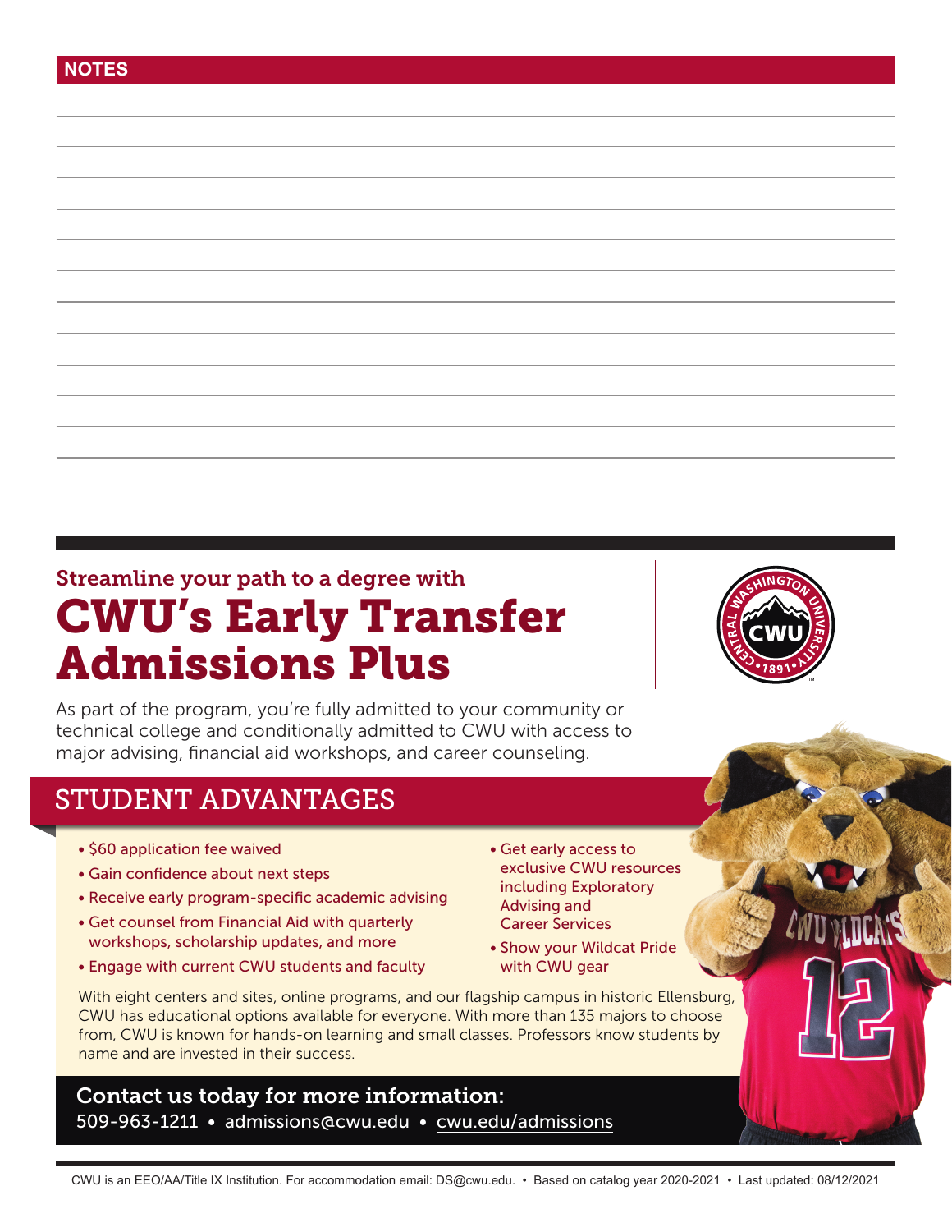## NOTES

Streamline your path to a degree with

# CWU's Early Transfer Admissions Plus

As part of the program, you're fully admitted to your community or technical college and conditionally admitted to CWU with access to major advising, financial aid workshops, and career counseling.

## STUDENT ADVANTAGES

- $60 application fee waived
- Gain confidence about next steps
- Receive early program-specific academic advising
- Get counsel from Financial Aid with quarterly workshops, scholarship updates, and more
- Engage with current CWU students and faculty
- Get early access to exclusive CWU resources including Exploratory Advising and Career Services
- Show your Wildcat Pride with CWU gear

With eight centers and sites, online programs, and our flagship campus in historic Ellensburg, CWU has educational options available for everyone. With more than 135 majors to choose from, CWU is known for hands-on learning and small classes. Professors know students by name and are invested in their success.

**Contact us today for more information:**
509-963-1211 • admissions@cwu.edu • cwu.edu/admissions

CWU is an EEO/AA/Title IX Institution. For accommodation email: DS@cwu.edu. • Based on catalog year 2020-2021 • Last updated: 08/12/2021